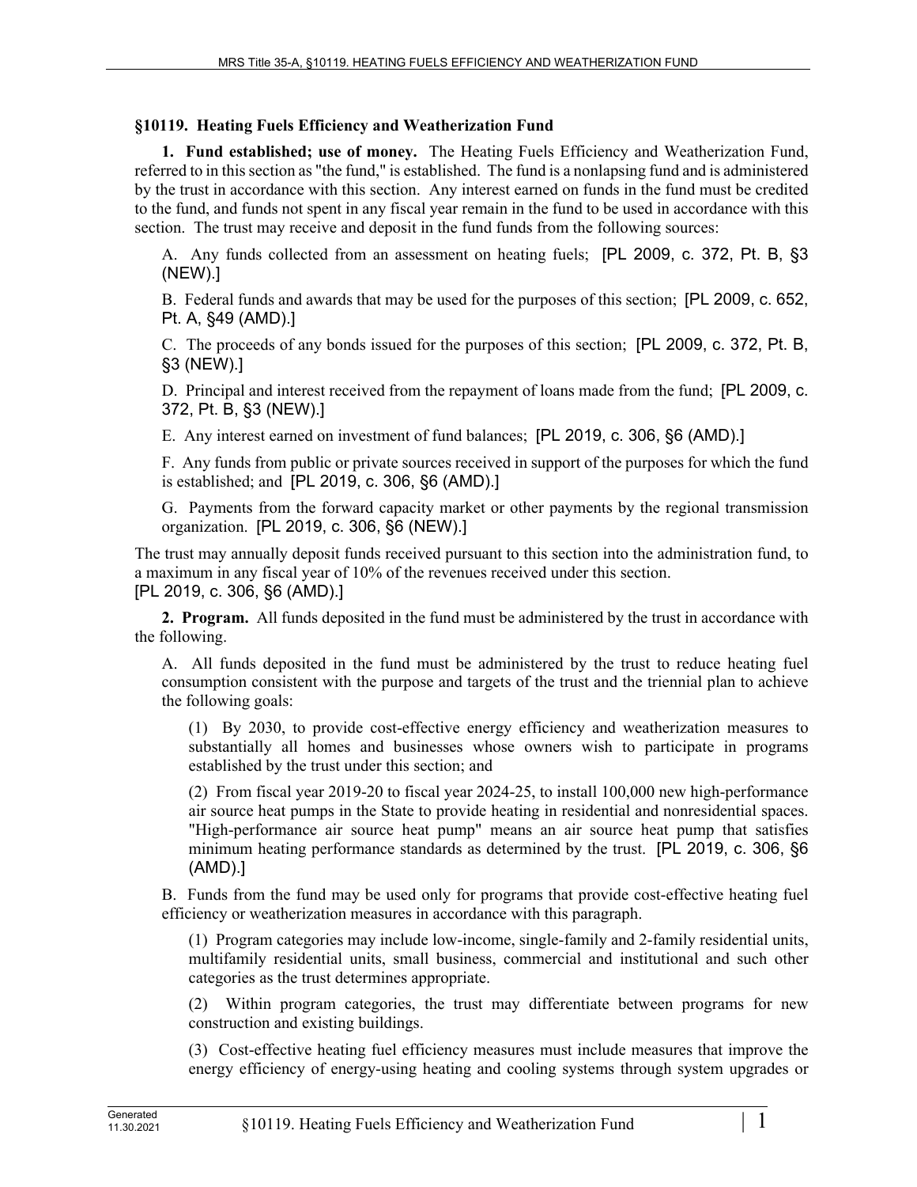### §10119. Heating Fuels Efficiency and Weatherization Fund

**1. Fund established; use of money.** The Heating Fuels Efficiency and Weatherization Fund, referred to in this section as "the fund," is established. The fund is a nonlapsing fund and is administered by the trust in accordance with this section. Any interest earned on funds in the fund must be credited to the fund, and funds not spent in any fiscal year remain in the fund to be used in accordance with this section. The trust may receive and deposit in the fund funds from the following sources:

A. Any funds collected from an assessment on heating fuels; [PL 2009, c. 372, Pt. B, §3 (NEW).]

B. Federal funds and awards that may be used for the purposes of this section; [PL 2009, c. 652, Pt. A, §49 (AMD).]

C. The proceeds of any bonds issued for the purposes of this section; [PL 2009, c. 372, Pt. B, §3 (NEW).]

D. Principal and interest received from the repayment of loans made from the fund; [PL 2009, c. 372, Pt. B, §3 (NEW).]

E. Any interest earned on investment of fund balances; [PL 2019, c. 306, §6 (AMD).]

F. Any funds from public or private sources received in support of the purposes for which the fund is established; and [PL 2019, c. 306, §6 (AMD).]

G. Payments from the forward capacity market or other payments by the regional transmission organization. [PL 2019, c. 306, §6 (NEW).]

The trust may annually deposit funds received pursuant to this section into the administration fund, to a maximum in any fiscal year of 10% of the revenues received under this section.
[PL 2019, c. 306, §6 (AMD).]

**2. Program.** All funds deposited in the fund must be administered by the trust in accordance with the following.

A. All funds deposited in the fund must be administered by the trust to reduce heating fuel consumption consistent with the purpose and targets of the trust and the triennial plan to achieve the following goals:

(1) By 2030, to provide cost-effective energy efficiency and weatherization measures to substantially all homes and businesses whose owners wish to participate in programs established by the trust under this section; and

(2) From fiscal year 2019-20 to fiscal year 2024-25, to install 100,000 new high-performance air source heat pumps in the State to provide heating in residential and nonresidential spaces. "High-performance air source heat pump" means an air source heat pump that satisfies minimum heating performance standards as determined by the trust. [PL 2019, c. 306, §6 (AMD).]

B. Funds from the fund may be used only for programs that provide cost-effective heating fuel efficiency or weatherization measures in accordance with this paragraph.

(1) Program categories may include low-income, single-family and 2-family residential units, multifamily residential units, small business, commercial and institutional and such other categories as the trust determines appropriate.

(2) Within program categories, the trust may differentiate between programs for new construction and existing buildings.

(3) Cost-effective heating fuel efficiency measures must include measures that improve the energy efficiency of energy-using heating and cooling systems through system upgrades or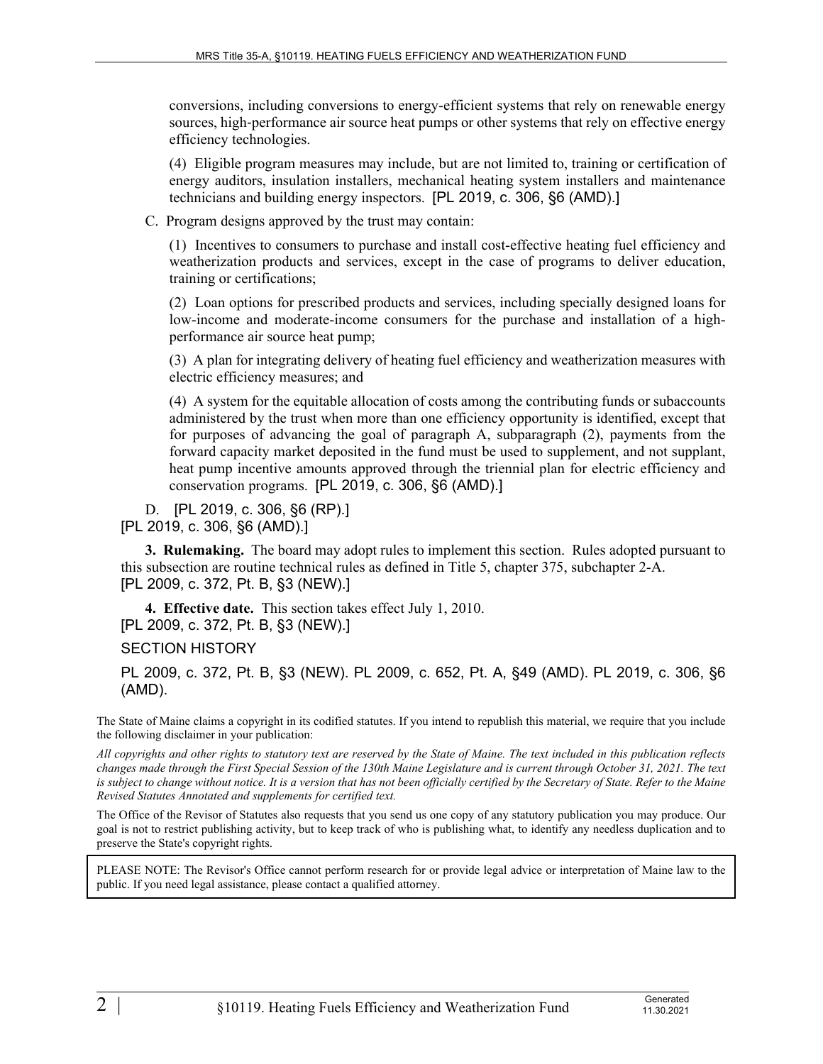conversions, including conversions to energy-efficient systems that rely on renewable energy sources, high-performance air source heat pumps or other systems that rely on effective energy efficiency technologies.

(4) Eligible program measures may include, but are not limited to, training or certification of energy auditors, insulation installers, mechanical heating system installers and maintenance technicians and building energy inspectors. [PL 2019, c. 306, §6 (AMD).]

C. Program designs approved by the trust may contain:

(1) Incentives to consumers to purchase and install cost-effective heating fuel efficiency and weatherization products and services, except in the case of programs to deliver education, training or certifications;

(2) Loan options for prescribed products and services, including specially designed loans for low-income and moderate-income consumers for the purchase and installation of a high-performance air source heat pump;

(3) A plan for integrating delivery of heating fuel efficiency and weatherization measures with electric efficiency measures; and

(4) A system for the equitable allocation of costs among the contributing funds or subaccounts administered by the trust when more than one efficiency opportunity is identified, except that for purposes of advancing the goal of paragraph A, subparagraph (2), payments from the forward capacity market deposited in the fund must be used to supplement, and not supplant, heat pump incentive amounts approved through the triennial plan for electric efficiency and conservation programs. [PL 2019, c. 306, §6 (AMD).]

D. [PL 2019, c. 306, §6 (RP).]

[PL 2019, c. 306, §6 (AMD).]

**3. Rulemaking.** The board may adopt rules to implement this section. Rules adopted pursuant to this subsection are routine technical rules as defined in Title 5, chapter 375, subchapter 2-A.
[PL 2009, c. 372, Pt. B, §3 (NEW).]

**4. Effective date.** This section takes effect July 1, 2010.
[PL 2009, c. 372, Pt. B, §3 (NEW).]

SECTION HISTORY

PL 2009, c. 372, Pt. B, §3 (NEW). PL 2009, c. 652, Pt. A, §49 (AMD). PL 2019, c. 306, §6 (AMD).

The State of Maine claims a copyright in its codified statutes. If you intend to republish this material, we require that you include the following disclaimer in your publication:

*All copyrights and other rights to statutory text are reserved by the State of Maine. The text included in this publication reflects changes made through the First Special Session of the 130th Maine Legislature and is current through October 31, 2021. The text is subject to change without notice. It is a version that has not been officially certified by the Secretary of State. Refer to the Maine Revised Statutes Annotated and supplements for certified text.*

The Office of the Revisor of Statutes also requests that you send us one copy of any statutory publication you may produce. Our goal is not to restrict publishing activity, but to keep track of who is publishing what, to identify any needless duplication and to preserve the State's copyright rights.

PLEASE NOTE: The Revisor's Office cannot perform research for or provide legal advice or interpretation of Maine law to the public. If you need legal assistance, please contact a qualified attorney.